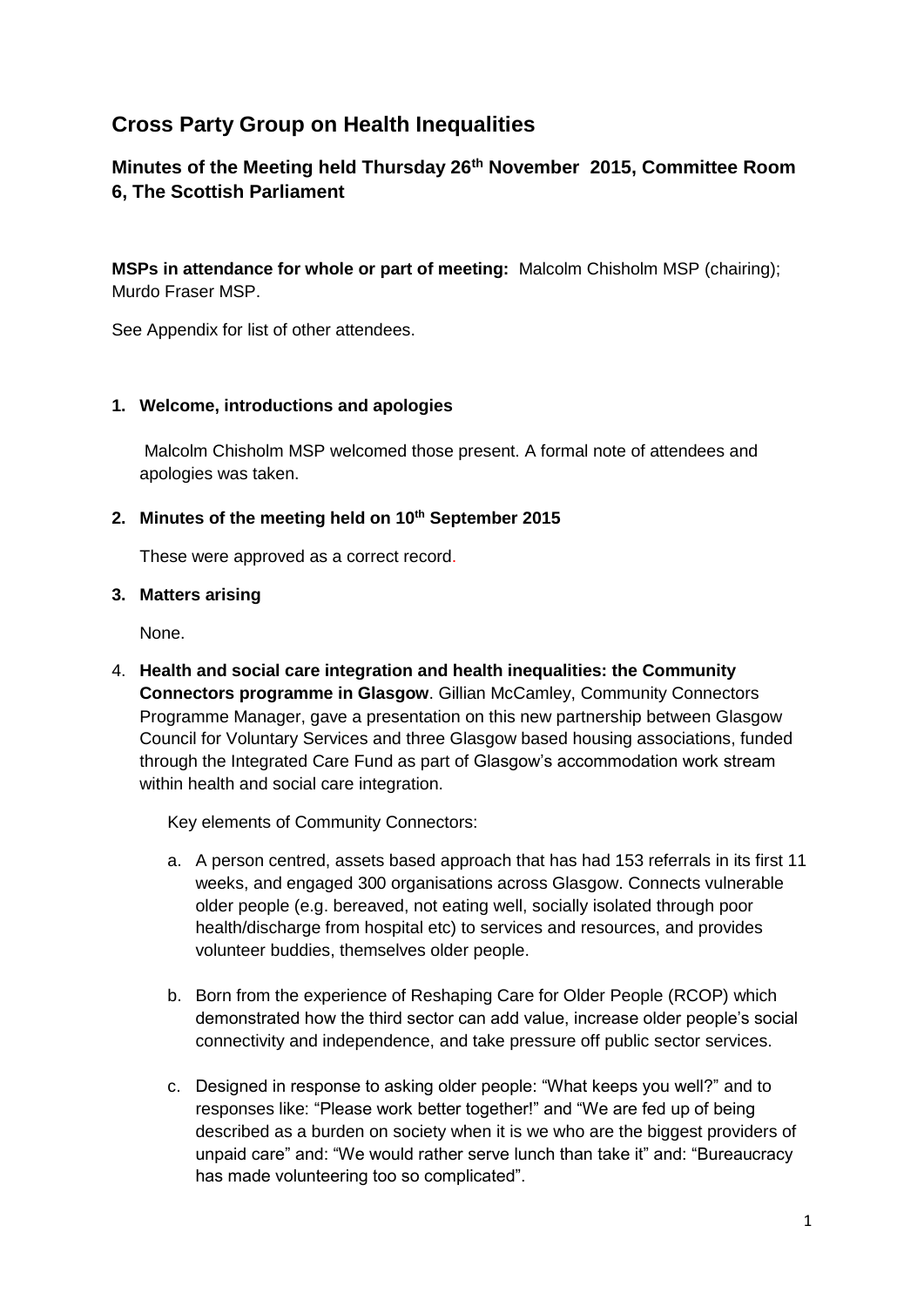# Cross Party Group on Health Inequalities

## Minutes of the Meeting held Thursday 26th November 2015, Committee Room 6, The Scottish Parliament

**MSPs in attendance for whole or part of meeting:** Malcolm Chisholm MSP (chairing); Murdo Fraser MSP.

See Appendix for list of other attendees.

1. **Welcome, introductions and apologies**

   Malcolm Chisholm MSP welcomed those present. A formal note of attendees and apologies was taken.

2. **Minutes of the meeting held on 10th September 2015**

   These were approved as a correct record.

3. **Matters arising**

   None.

4. **Health and social care integration and health inequalities: the Community Connectors programme in Glasgow**. Gillian McCamley, Community Connectors Programme Manager, gave a presentation on this new partnership between Glasgow Council for Voluntary Services and three Glasgow based housing associations, funded through the Integrated Care Fund as part of Glasgow's accommodation work stream within health and social care integration.

   Key elements of Community Connectors:

   a. A person centred, assets based approach that has had 153 referrals in its first 11 weeks, and engaged 300 organisations across Glasgow. Connects vulnerable older people (e.g. bereaved, not eating well, socially isolated through poor health/discharge from hospital etc) to services and resources, and provides volunteer buddies, themselves older people.

   b. Born from the experience of Reshaping Care for Older People (RCOP) which demonstrated how the third sector can add value, increase older people's social connectivity and independence, and take pressure off public sector services.

   c. Designed in response to asking older people: "What keeps you well?" and to responses like: "Please work better together!" and "We are fed up of being described as a burden on society when it is we who are the biggest providers of unpaid care" and: "We would rather serve lunch than take it" and: "Bureaucracy has made volunteering too so complicated".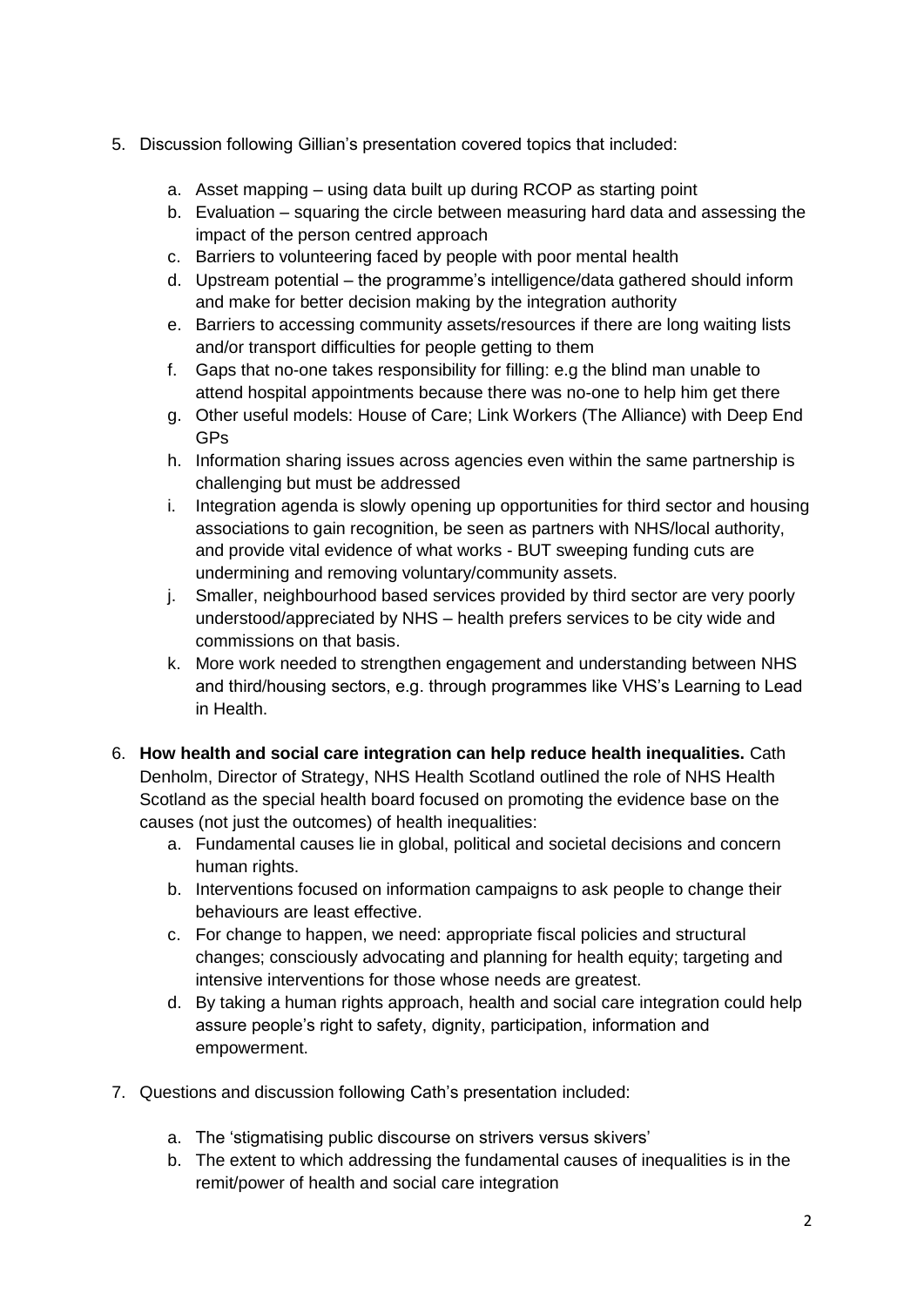5. Discussion following Gillian's presentation covered topics that included:

    a. Asset mapping – using data built up during RCOP as starting point
    b. Evaluation – squaring the circle between measuring hard data and assessing the impact of the person centred approach
    c. Barriers to volunteering faced by people with poor mental health
    d. Upstream potential – the programme's intelligence/data gathered should inform and make for better decision making by the integration authority
    e. Barriers to accessing community assets/resources if there are long waiting lists and/or transport difficulties for people getting to them
    f. Gaps that no-one takes responsibility for filling: e.g the blind man unable to attend hospital appointments because there was no-one to help him get there
    g. Other useful models: House of Care; Link Workers (The Alliance) with Deep End GPs
    h. Information sharing issues across agencies even within the same partnership is challenging but must be addressed
    i. Integration agenda is slowly opening up opportunities for third sector and housing associations to gain recognition, be seen as partners with NHS/local authority, and provide vital evidence of what works - BUT sweeping funding cuts are undermining and removing voluntary/community assets.
    j. Smaller, neighbourhood based services provided by third sector are very poorly understood/appreciated by NHS – health prefers services to be city wide and commissions on that basis.
    k. More work needed to strengthen engagement and understanding between NHS and third/housing sectors, e.g. through programmes like VHS's Learning to Lead in Health.

6. **How health and social care integration can help reduce health inequalities.** Cath Denholm, Director of Strategy, NHS Health Scotland outlined the role of NHS Health Scotland as the special health board focused on promoting the evidence base on the causes (not just the outcomes) of health inequalities:
    a. Fundamental causes lie in global, political and societal decisions and concern human rights.
    b. Interventions focused on information campaigns to ask people to change their behaviours are least effective.
    c. For change to happen, we need: appropriate fiscal policies and structural changes; consciously advocating and planning for health equity; targeting and intensive interventions for those whose needs are greatest.
    d. By taking a human rights approach, health and social care integration could help assure people's right to safety, dignity, participation, information and empowerment.

7. Questions and discussion following Cath's presentation included:

    a. The 'stigmatising public discourse on strivers versus skivers'
    b. The extent to which addressing the fundamental causes of inequalities is in the remit/power of health and social care integration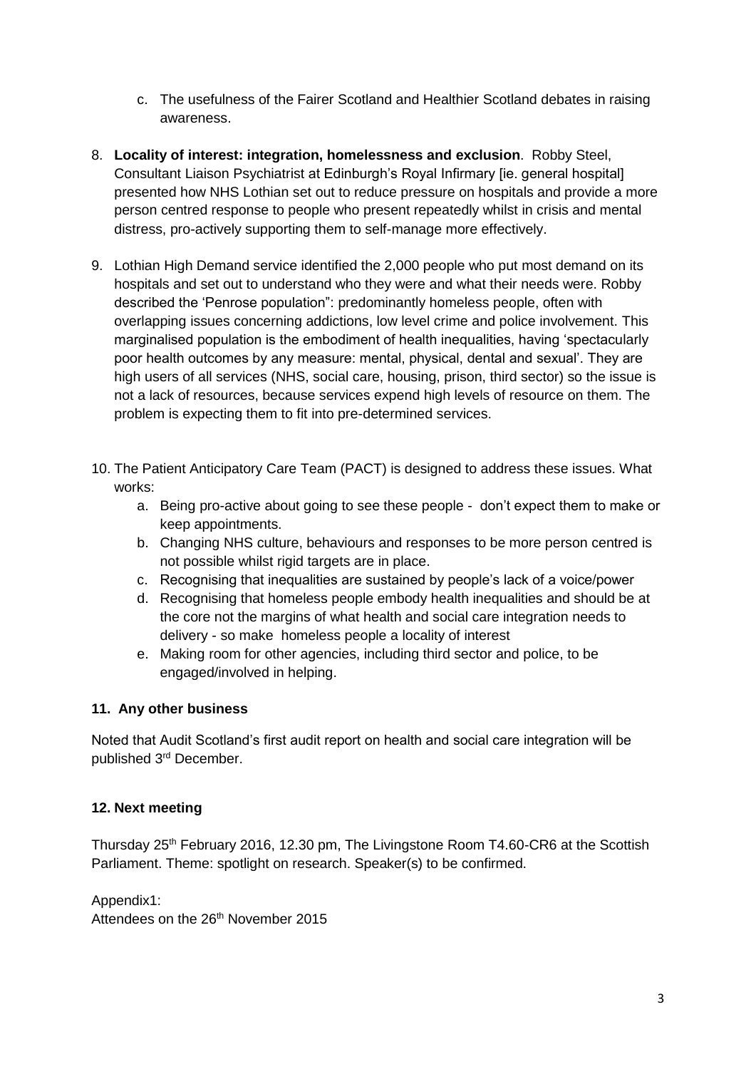c. The usefulness of the Fairer Scotland and Healthier Scotland debates in raising awareness.

8. **Locality of interest: integration, homelessness and exclusion**. Robby Steel, Consultant Liaison Psychiatrist at Edinburgh's Royal Infirmary [ie. general hospital] presented how NHS Lothian set out to reduce pressure on hospitals and provide a more person centred response to people who present repeatedly whilst in crisis and mental distress, pro-actively supporting them to self-manage more effectively.

9. Lothian High Demand service identified the 2,000 people who put most demand on its hospitals and set out to understand who they were and what their needs were. Robby described the 'Penrose population": predominantly homeless people, often with overlapping issues concerning addictions, low level crime and police involvement. This marginalised population is the embodiment of health inequalities, having 'spectacularly poor health outcomes by any measure: mental, physical, dental and sexual'. They are high users of all services (NHS, social care, housing, prison, third sector) so the issue is not a lack of resources, because services expend high levels of resource on them. The problem is expecting them to fit into pre-determined services.

10. The Patient Anticipatory Care Team (PACT) is designed to address these issues. What works:
    a. Being pro-active about going to see these people - don't expect them to make or keep appointments.
    b. Changing NHS culture, behaviours and responses to be more person centred is not possible whilst rigid targets are in place.
    c. Recognising that inequalities are sustained by people's lack of a voice/power
    d. Recognising that homeless people embody health inequalities and should be at the core not the margins of what health and social care integration needs to delivery - so make homeless people a locality of interest
    e. Making room for other agencies, including third sector and police, to be engaged/involved in helping.

### 11. Any other business

Noted that Audit Scotland's first audit report on health and social care integration will be published 3rd December.

### 12. Next meeting

Thursday 25th February 2016, 12.30 pm, The Livingstone Room T4.60-CR6 at the Scottish Parliament. Theme: spotlight on research. Speaker(s) to be confirmed.

Appendix1:
Attendees on the 26th November 2015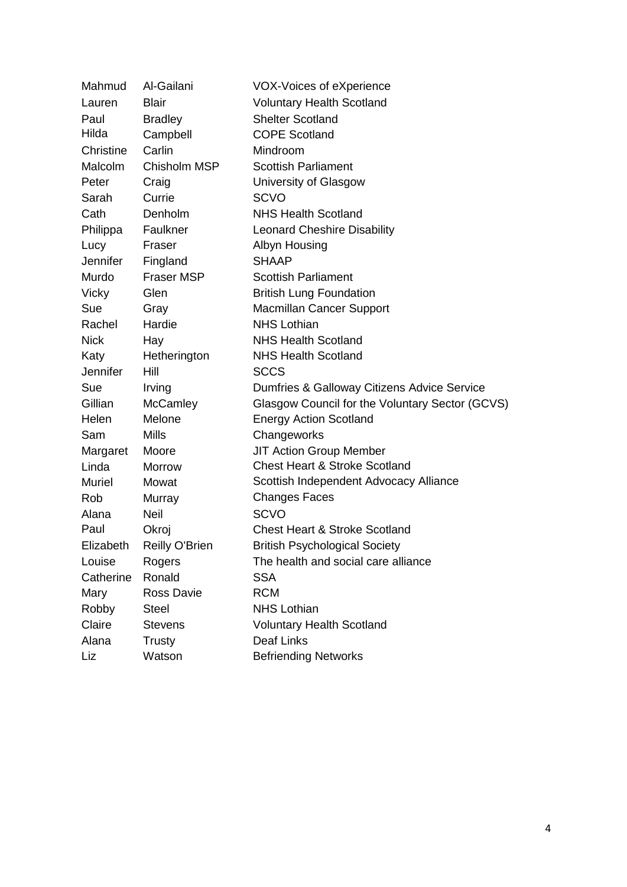| | | |
|---|---|---|
| Mahmud | Al-Gailani | VOX-Voices of eXperience |
| Lauren | Blair | Voluntary Health Scotland |
| Paul | Bradley | Shelter Scotland |
| Hilda | Campbell | COPE Scotland |
| Christine | Carlin | Mindroom |
| Malcolm | Chisholm MSP | Scottish Parliament |
| Peter | Craig | University of Glasgow |
| Sarah | Currie | SCVO |
| Cath | Denholm | NHS Health Scotland |
| Philippa | Faulkner | Leonard Cheshire Disability |
| Lucy | Fraser | Albyn Housing |
| Jennifer | Fingland | SHAAP |
| Murdo | Fraser MSP | Scottish Parliament |
| Vicky | Glen | British Lung Foundation |
| Sue | Gray | Macmillan Cancer Support |
| Rachel | Hardie | NHS Lothian |
| Nick | Hay | NHS Health Scotland |
| Katy | Hetherington | NHS Health Scotland |
| Jennifer | Hill | SCCS |
| Sue | Irving | Dumfries & Galloway Citizens Advice Service |
| Gillian | McCamley | Glasgow Council for the Voluntary Sector (GCVS) |
| Helen | Melone | Energy Action Scotland |
| Sam | Mills | Changeworks |
| Margaret | Moore | JIT Action Group Member |
| Linda | Morrow | Chest Heart & Stroke Scotland |
| Muriel | Mowat | Scottish Independent Advocacy Alliance |
| Rob | Murray | Changes Faces |
| Alana | Neil | SCVO |
| Paul | Okroj | Chest Heart & Stroke Scotland |
| Elizabeth | Reilly O'Brien | British Psychological Society |
| Louise | Rogers | The health and social care alliance |
| Catherine | Ronald | SSA |
| Mary | Ross Davie | RCM |
| Robby | Steel | NHS Lothian |
| Claire | Stevens | Voluntary Health Scotland |
| Alana | Trusty | Deaf Links |
| Liz | Watson | Befriending Networks |